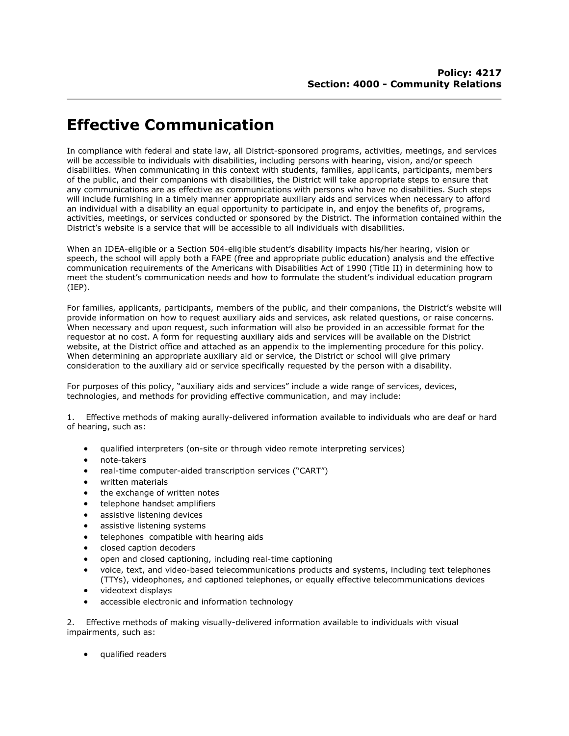**Policy: 4217**
**Section: 4000 - Community Relations**

# Effective Communication

In compliance with federal and state law, all District-sponsored programs, activities, meetings, and services will be accessible to individuals with disabilities, including persons with hearing, vision, and/or speech disabilities. When communicating in this context with students, families, applicants, participants, members of the public, and their companions with disabilities, the District will take appropriate steps to ensure that any communications are as effective as communications with persons who have no disabilities. Such steps will include furnishing in a timely manner appropriate auxiliary aids and services when necessary to afford an individual with a disability an equal opportunity to participate in, and enjoy the benefits of, programs, activities, meetings, or services conducted or sponsored by the District. The information contained within the District's website is a service that will be accessible to all individuals with disabilities.

When an IDEA-eligible or a Section 504-eligible student's disability impacts his/her hearing, vision or speech, the school will apply both a FAPE (free and appropriate public education) analysis and the effective communication requirements of the Americans with Disabilities Act of 1990 (Title II) in determining how to meet the student's communication needs and how to formulate the student's individual education program (IEP).

For families, applicants, participants, members of the public, and their companions, the District's website will provide information on how to request auxiliary aids and services, ask related questions, or raise concerns. When necessary and upon request, such information will also be provided in an accessible format for the requestor at no cost. A form for requesting auxiliary aids and services will be available on the District website, at the District office and attached as an appendix to the implementing procedure for this policy. When determining an appropriate auxiliary aid or service, the District or school will give primary consideration to the auxiliary aid or service specifically requested by the person with a disability.

For purposes of this policy, "auxiliary aids and services" include a wide range of services, devices, technologies, and methods for providing effective communication, and may include:

1. Effective methods of making aurally-delivered information available to individuals who are deaf or hard of hearing, such as:

- qualified interpreters (on-site or through video remote interpreting services)
- note-takers
- real-time computer-aided transcription services ("CART")
- written materials
- the exchange of written notes
- telephone handset amplifiers
- assistive listening devices
- assistive listening systems
- telephones compatible with hearing aids
- closed caption decoders
- open and closed captioning, including real-time captioning
- voice, text, and video-based telecommunications products and systems, including text telephones (TTYs), videophones, and captioned telephones, or equally effective telecommunications devices
- videotext displays
- accessible electronic and information technology

2. Effective methods of making visually-delivered information available to individuals with visual impairments, such as:

- qualified readers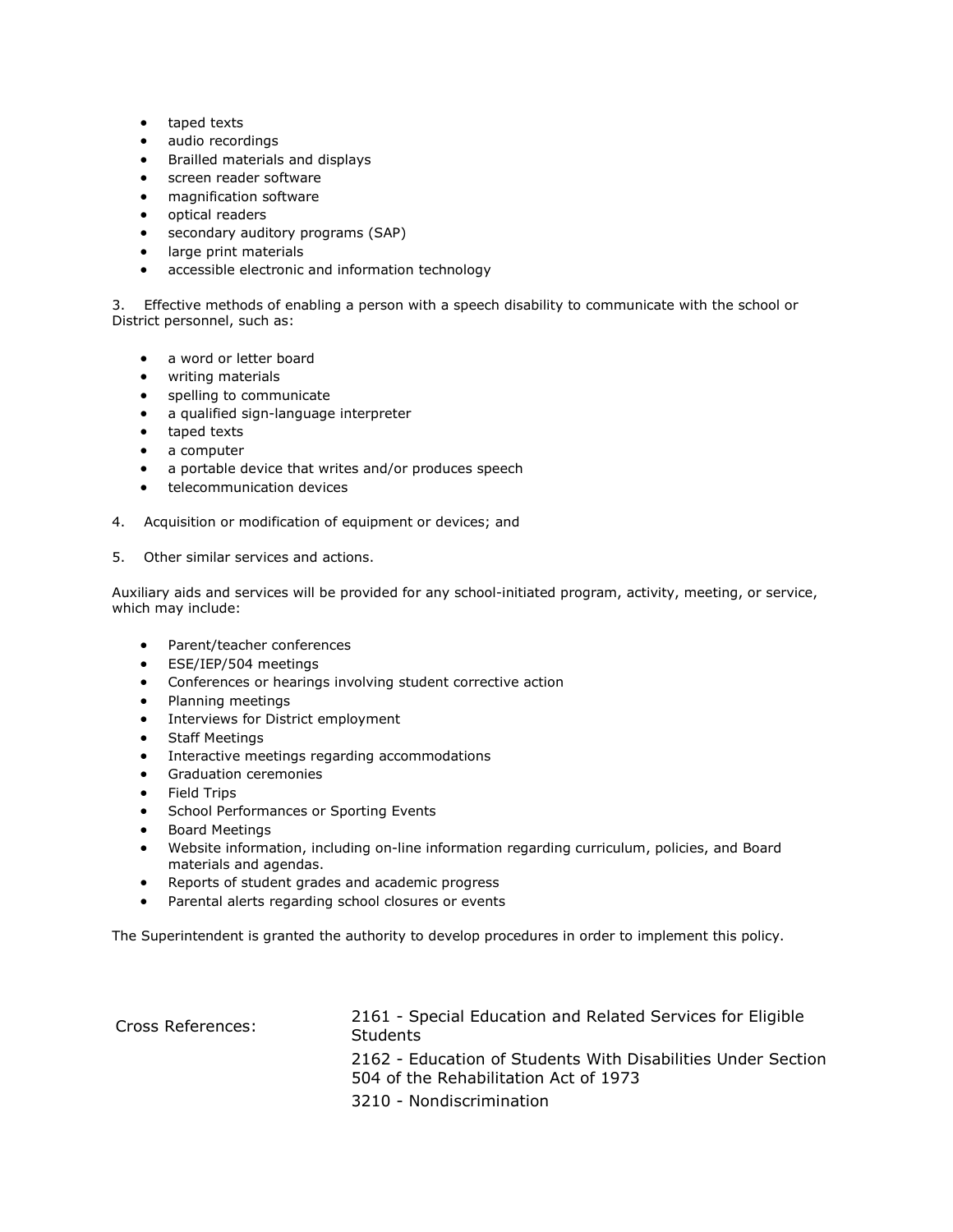- taped texts
- audio recordings
- Brailled materials and displays
- screen reader software
- magnification software
- optical readers
- secondary auditory programs (SAP)
- large print materials
- accessible electronic and information technology

3. Effective methods of enabling a person with a speech disability to communicate with the school or District personnel, such as:

- a word or letter board
- writing materials
- spelling to communicate
- a qualified sign-language interpreter
- taped texts
- a computer
- a portable device that writes and/or produces speech
- telecommunication devices

4. Acquisition or modification of equipment or devices; and

5. Other similar services and actions.

Auxiliary aids and services will be provided for any school-initiated program, activity, meeting, or service, which may include:

- Parent/teacher conferences
- ESE/IEP/504 meetings
- Conferences or hearings involving student corrective action
- Planning meetings
- Interviews for District employment
- Staff Meetings
- Interactive meetings regarding accommodations
- Graduation ceremonies
- Field Trips
- School Performances or Sporting Events
- Board Meetings
- Website information, including on-line information regarding curriculum, policies, and Board materials and agendas.
- Reports of student grades and academic progress
- Parental alerts regarding school closures or events

The Superintendent is granted the authority to develop procedures in order to implement this policy.

Cross References:

2161 - Special Education and Related Services for Eligible Students

2162 - Education of Students With Disabilities Under Section 504 of the Rehabilitation Act of 1973

3210 - Nondiscrimination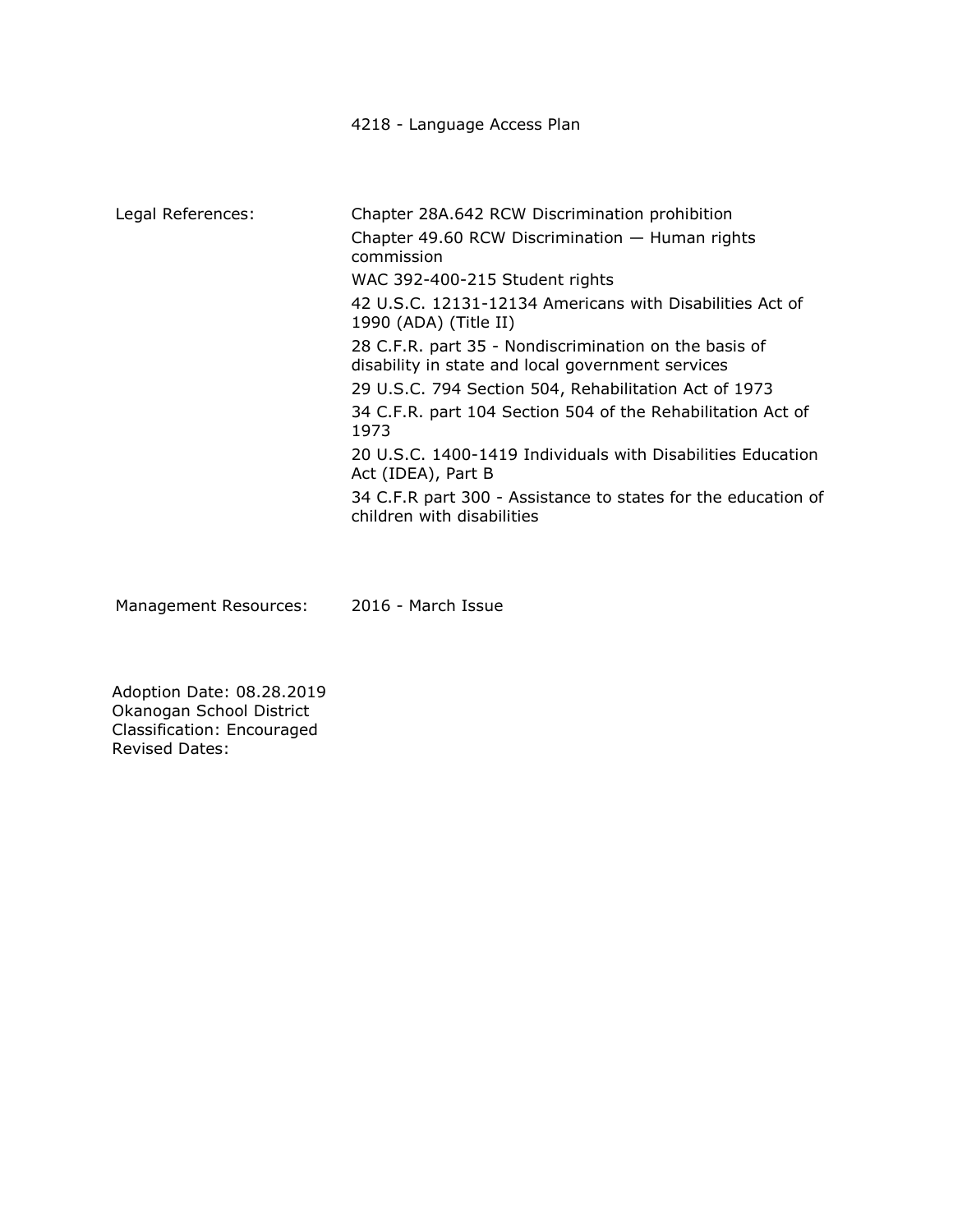4218 - Language Access Plan

| | |
|---|---|
| Legal References: | Chapter 28A.642 RCW Discrimination prohibition |
| | Chapter 49.60 RCW Discrimination — Human rights commission |
| | WAC 392-400-215 Student rights |
| | 42 U.S.C. 12131-12134 Americans with Disabilities Act of 1990 (ADA) (Title II) |
| | 28 C.F.R. part 35 - Nondiscrimination on the basis of disability in state and local government services |
| | 29 U.S.C. 794 Section 504, Rehabilitation Act of 1973 |
| | 34 C.F.R. part 104 Section 504 of the Rehabilitation Act of 1973 |
| | 20 U.S.C. 1400-1419 Individuals with Disabilities Education Act (IDEA), Part B |
| | 34 C.F.R part 300 - Assistance to states for the education of children with disabilities |
| Management Resources: | 2016 - March Issue |

Adoption Date: 08.28.2019
Okanogan School District
Classification: Encouraged
Revised Dates: